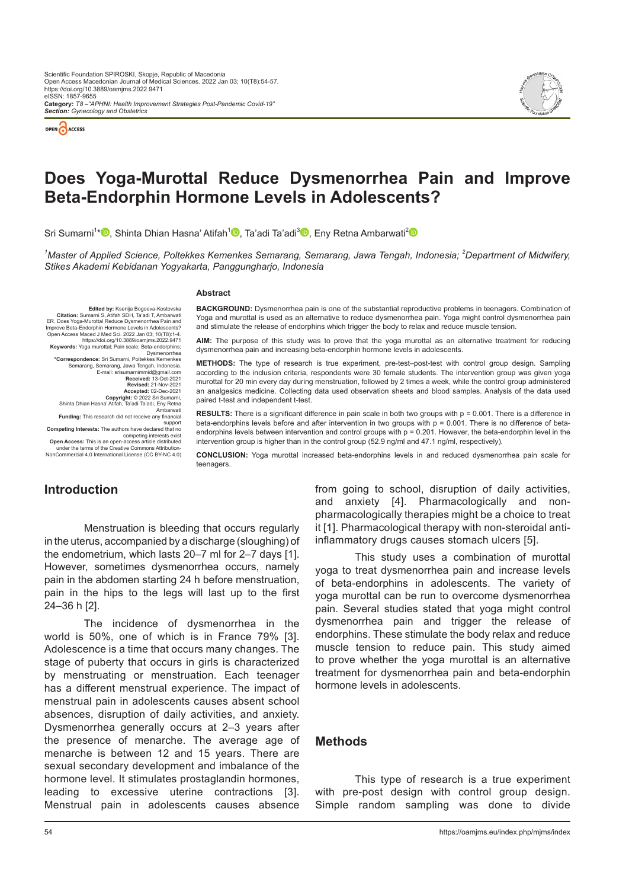# Does Yoga-Murottal Reduce Dysmenorrhea Pain and Improve Beta-Endorphin Hormone Levels in Adolescents?

Sri Sumarni[1]*, Shinta Dhian Hasna' Atifah[1], Ta'adi Ta'adi[3], Eny Retna Ambarwati[2]

*[1]Master of Applied Science, Poltekkes Kemenkes Semarang, Semarang, Jawa Tengah, Indonesia; [2]Department of Midwifery, Stikes Akademi Kebidanan Yogyakarta, Panggungharjo, Indonesia*

**Edited by:** Ksenija Bogoeva-Kostovska
**Citation:** Sumarni S, Atifah SDH, Ta'adi T, Ambarwati ER. Does Yoga-Murottal Reduce Dysmenorrhea Pain and Improve Beta-Endorphin Hormone Levels in Adolescents? Open Access Maced J Med Sci. 2022 Jan 03; 10(T8):1-4. https://doi.org/10.3889/oamjms.2022.9471
**Keywords:** Yoga murottal; Pain scale; Beta-endorphins; Dysmenorrhea
***Correspondence:** Sri Sumarni, Poltekkes Kemenkes Semarang, Semarang, Jawa Tengah, Indonesia. E-mail: srisumarnimmid@gmail.com
**Received:** 13-Oct-2021
**Revised:** 21-Nov-2021
**Accepted:** 02-Dec-2021
**Copyright:** © 2022 Sri Sumarni, Shinta Dhian Hasna' Atifah, Ta'adi Ta'adi, Eny Retna Ambarwati
**Funding:** This research did not receive any financial support
**Competing Interests:** The authors have declared that no competing interests exist
**Open Access:** This is an open-access article distributed under the terms of the Creative Commons Attribution-NonCommercial 4.0 International License (CC BY-NC 4.0)

## Abstract

**BACKGROUND:** Dysmenorrhea pain is one of the substantial reproductive problems in teenagers. Combination of Yoga and murottal is used as an alternative to reduce dysmenorrhea pain. Yoga might control dysmenorrhea pain and stimulate the release of endorphins which trigger the body to relax and reduce muscle tension.

**AIM:** The purpose of this study was to prove that the yoga murottal as an alternative treatment for reducing dysmenorrhea pain and increasing beta-endorphin hormone levels in adolescents.

**METHODS:** The type of research is true experiment, pre-test–post-test with control group design. Sampling according to the inclusion criteria, respondents were 30 female students. The intervention group was given yoga murottal for 20 min every day during menstruation, followed by 2 times a week, while the control group administered an analgesics medicine. Collecting data used observation sheets and blood samples. Analysis of the data used paired t-test and independent t-test.

**RESULTS:** There is a significant difference in pain scale in both two groups with p = 0.001. There is a difference in beta-endorphins levels before and after intervention in two groups with p = 0.001. There is no difference of beta-endorphins levels between intervention and control groups with p = 0.201. However, the beta-endorphin level in the intervention group is higher than in the control group (52.9 ng/ml and 47.1 ng/ml, respectively).

**CONCLUSION:** Yoga murottal increased beta-endorphins levels in and reduced dysmenorrhea pain scale for teenagers.

## Introduction

Menstruation is bleeding that occurs regularly in the uterus, accompanied by a discharge (sloughing) of the endometrium, which lasts 20–7 ml for 2–7 days [1]. However, sometimes dysmenorrhea occurs, namely pain in the abdomen starting 24 h before menstruation, pain in the hips to the legs will last up to the first 24–36 h [2].

The incidence of dysmenorrhea in the world is 50%, one of which is in France 79% [3]. Adolescence is a time that occurs many changes. The stage of puberty that occurs in girls is characterized by menstruating or menstruation. Each teenager has a different menstrual experience. The impact of menstrual pain in adolescents causes absent school absences, disruption of daily activities, and anxiety. Dysmenorrhea generally occurs at 2–3 years after the presence of menarche. The average age of menarche is between 12 and 15 years. There are sexual secondary development and imbalance of the hormone level. It stimulates prostaglandin hormones, leading to excessive uterine contractions [3]. Menstrual pain in adolescents causes absence from going to school, disruption of daily activities, and anxiety [4]. Pharmacologically and non-pharmacologically therapies might be a choice to treat it [1]. Pharmacological therapy with non-steroidal anti-inflammatory drugs causes stomach ulcers [5].

This study uses a combination of murottal yoga to treat dysmenorrhea pain and increase levels of beta-endorphins in adolescents. The variety of yoga murottal can be run to overcome dysmenorrhea pain. Several studies stated that yoga might control dysmenorrhea pain and trigger the release of endorphins. These stimulate the body relax and reduce muscle tension to reduce pain. This study aimed to prove whether the yoga murottal is an alternative treatment for dysmenorrhea pain and beta-endorphin hormone levels in adolescents.

## Methods

This type of research is a true experiment with pre-post design with control group design. Simple random sampling was done to divide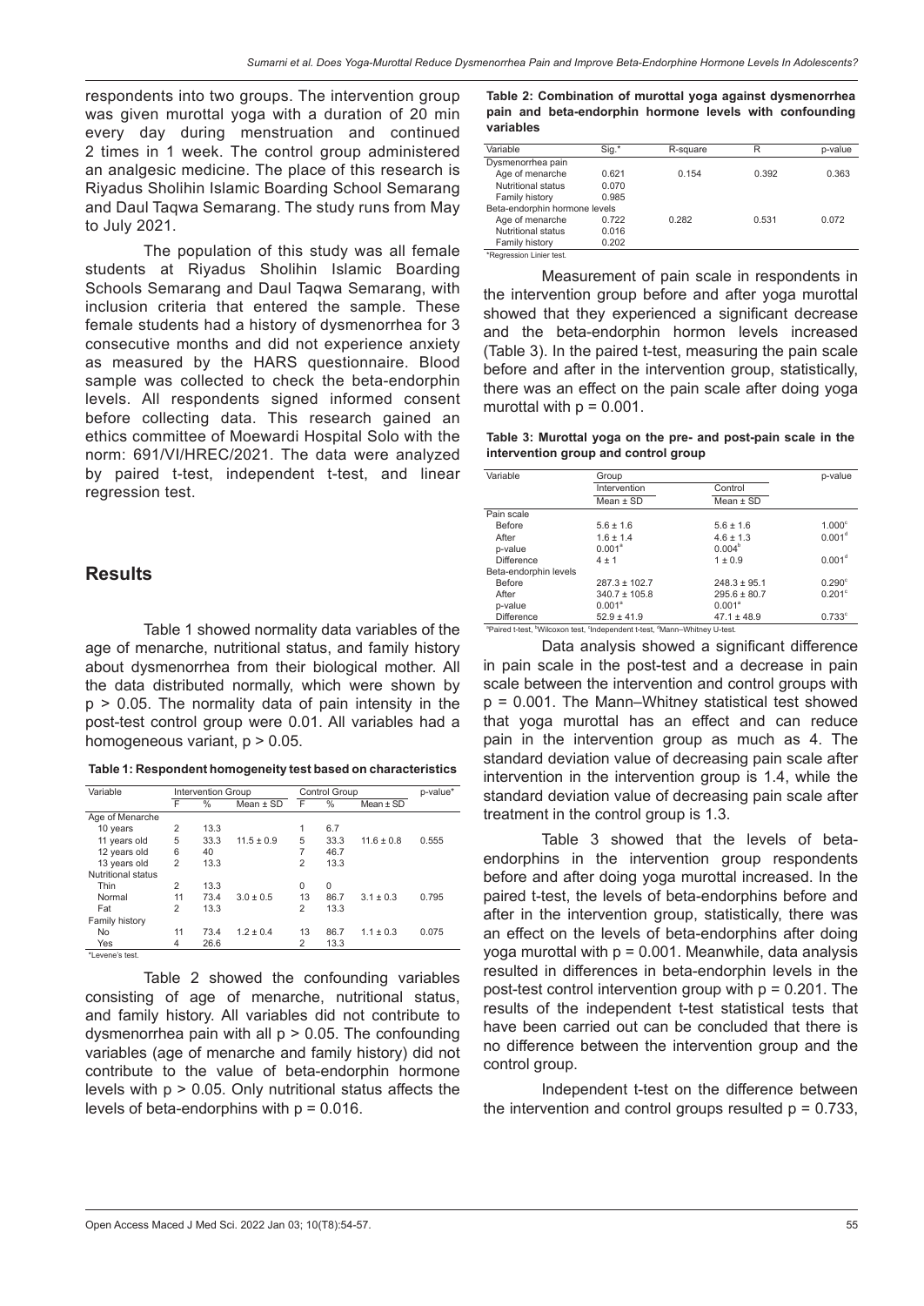respondents into two groups. The intervention group was given murottal yoga with a duration of 20 min every day during menstruation and continued 2 times in 1 week. The control group administered an analgesic medicine. The place of this research is Riyadus Sholihin Islamic Boarding School Semarang and Daul Taqwa Semarang. The study runs from May to July 2021.

The population of this study was all female students at Riyadus Sholihin Islamic Boarding Schools Semarang and Daul Taqwa Semarang, with inclusion criteria that entered the sample. These female students had a history of dysmenorrhea for 3 consecutive months and did not experience anxiety as measured by the HARS questionnaire. Blood sample was collected to check the beta-endorphin levels. All respondents signed informed consent before collecting data. This research gained an ethics committee of Moewardi Hospital Solo with the norm: 691/VI/HREC/2021. The data were analyzed by paired t-test, independent t-test, and linear regression test.

## Results

Table 1 showed normality data variables of the age of menarche, nutritional status, and family history about dysmenorrhea from their biological mother. All the data distributed normally, which were shown by $p > 0.05$. The normality data of pain intensity in the post-test control group were 0.01. All variables had a homogeneous variant, $p > 0.05$.

**Table 1: Respondent homogeneity test based on characteristics**

| Variable | Intervention Group | | | Control Group | | | p-value* |
|---|---|---|---|---|---|---|---|
| | F | % | Mean ± SD | F | % | Mean ± SD | |
| Age of Menarche | | | | | | | |
| 10 years | 2 | 13.3 | | 1 | 6.7 | | |
| 11 years old | 5 | 33.3 | 11.5 ± 0.9 | 5 | 33.3 | 11.6 ± 0.8 | 0.555 |
| 12 years old | 6 | 40 | | 7 | 46.7 | | |
| 13 years old | 2 | 13.3 | | 2 | 13.3 | | |
| Nutritional status | | | | | | | |
| Thin | 2 | 13.3 | | 0 | 0 | | |
| Normal | 11 | 73.4 | 3.0 ± 0.5 | 13 | 86.7 | 3.1 ± 0.3 | 0.795 |
| Fat | 2 | 13.3 | | 2 | 13.3 | | |
| Family history | | | | | | | |
| No | 11 | 73.4 | 1.2 ± 0.4 | 13 | 86.7 | 1.1 ± 0.3 | 0.075 |
| Yes | 4 | 26.6 | | 2 | 13.3 | | |

*Levene's test.

Table 2 showed the confounding variables consisting of age of menarche, nutritional status, and family history. All variables did not contribute to dysmenorrhea pain with all $p > 0.05$. The confounding variables (age of menarche and family history) did not contribute to the value of beta-endorphin hormone levels with $p > 0.05$. Only nutritional status affects the levels of beta-endorphins with $p = 0.016$.

**Table 2: Combination of murottal yoga against dysmenorrhea pain and beta-endorphin hormone levels with confounding variables**

| Variable | Sig.* | R-square | R | p-value |
|---|---|---|---|---|
| Dysmenorrhea pain | | | | |
| Age of menarche | 0.621 | 0.154 | 0.392 | 0.363 |
| Nutritional status | 0.070 | | | |
| Family history | 0.985 | | | |
| Beta-endorphin hormone levels | | | | |
| Age of menarche | 0.722 | 0.282 | 0.531 | 0.072 |
| Nutritional status | 0.016 | | | |
| Family history | 0.202 | | | |

*Regression Linier test.

Measurement of pain scale in respondents in the intervention group before and after yoga murottal showed that they experienced a significant decrease and the beta-endorphin hormon levels increased (Table 3). In the paired t-test, measuring the pain scale before and after in the intervention group, statistically, there was an effect on the pain scale after doing yoga murottal with $p = 0.001$.

**Table 3: Murottal yoga on the pre- and post-pain scale in the intervention group and control group**

| Variable | Group | | p-value |
|---|---|---|---|
| | Intervention | Control | |
| | Mean ± SD | Mean ± SD | |
| Pain scale | | | |
| Before | 5.6 ± 1.6 | 5.6 ± 1.6 | 1.000[c] |
| After | 1.6 ± 1.4 | 4.6 ± 1.3 | 0.001[d] |
| p-value | 0.001[a] | 0.004[b] | |
| Difference | 4 ± 1 | 1 ± 0.9 | 0.001[d] |
| Beta-endorphin levels | | | |
| Before | 287.3 ± 102.7 | 248.3 ± 95.1 | 0.290[c] |
| After | 340.7 ± 105.8 | 295.6 ± 80.7 | 0.201[c] |
| p-value | 0.001[a] | 0.001[a] | |
| Difference | 52.9 ± 41.9 | 47.1 ± 48.9 | 0.733[c] |

[a]Paired t-test, [b]Wilcoxon test, [c]Independent t-test, [d]Mann–Whitney U-test.

Data analysis showed a significant difference in pain scale in the post-test and a decrease in pain scale between the intervention and control groups with $p = 0.001$. The Mann–Whitney statistical test showed that yoga murottal has an effect and can reduce pain in the intervention group as much as 4. The standard deviation value of decreasing pain scale after intervention in the intervention group is 1.4, while the standard deviation value of decreasing pain scale after treatment in the control group is 1.3.

Table 3 showed that the levels of beta-endorphins in the intervention group respondents before and after doing yoga murottal increased. In the paired t-test, the levels of beta-endorphins before and after in the intervention group, statistically, there was an effect on the levels of beta-endorphins after doing yoga murottal with $p = 0.001$. Meanwhile, data analysis resulted in differences in beta-endorphin levels in the post-test control intervention group with $p = 0.201$. The results of the independent t-test statistical tests that have been carried out can be concluded that there is no difference between the intervention group and the control group.

Independent t-test on the difference between the intervention and control groups resulted $p = 0.733$,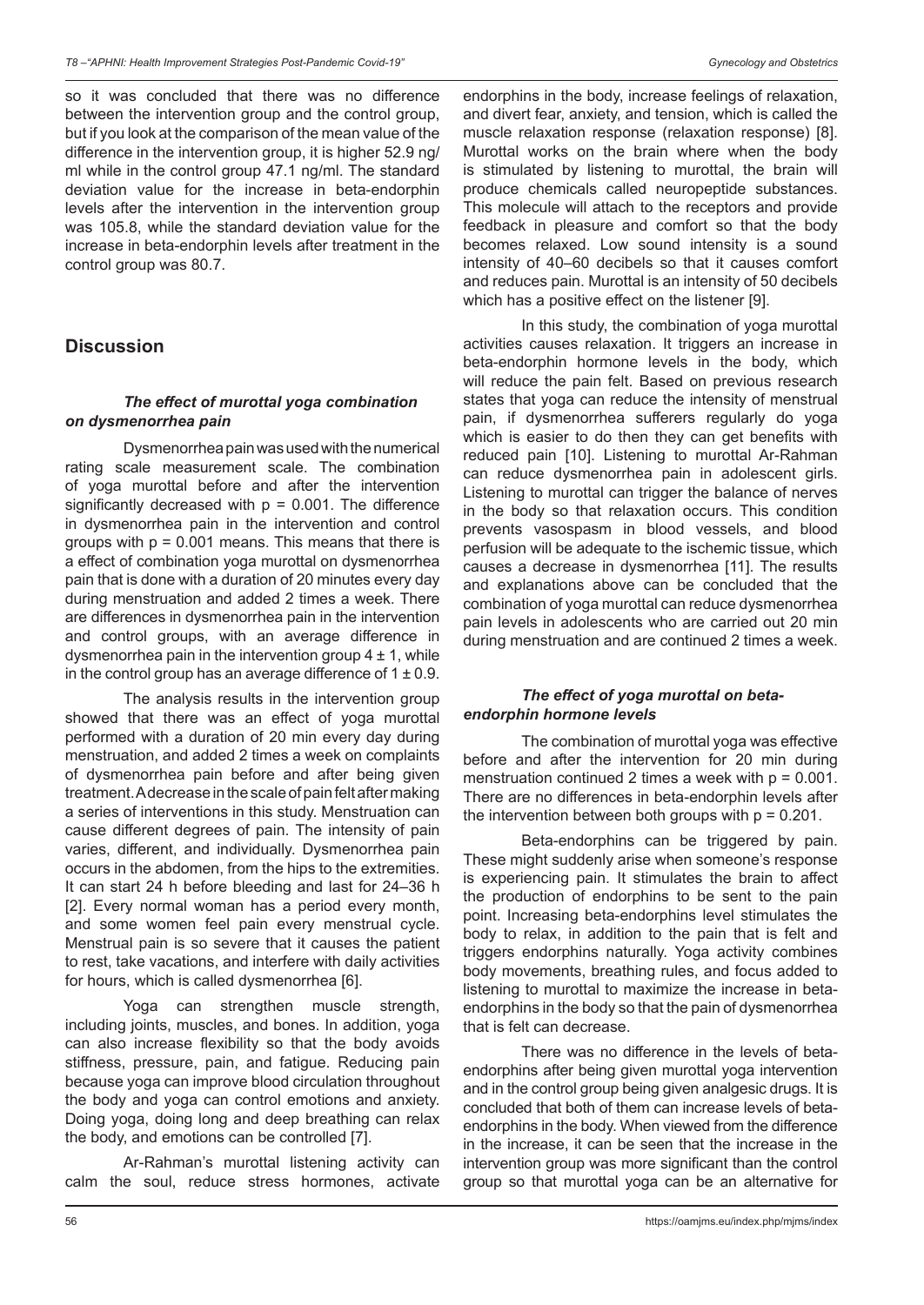so it was concluded that there was no difference between the intervention group and the control group, but if you look at the comparison of the mean value of the difference in the intervention group, it is higher 52.9 ng/ml while in the control group 47.1 ng/ml. The standard deviation value for the increase in beta-endorphin levels after the intervention in the intervention group was 105.8, while the standard deviation value for the increase in beta-endorphin levels after treatment in the control group was 80.7.

## Discussion

### *The effect of murottal yoga combination on dysmenorrhea pain*

Dysmenorrhea pain was used with the numerical rating scale measurement scale. The combination of yoga murottal before and after the intervention significantly decreased with $p = 0.001$. The difference in dysmenorrhea pain in the intervention and control groups with $p = 0.001$ means. This means that there is a effect of combination yoga murottal on dysmenorrhea pain that is done with a duration of 20 minutes every day during menstruation and added 2 times a week. There are differences in dysmenorrhea pain in the intervention and control groups, with an average difference in dysmenorrhea pain in the intervention group $4 \pm 1$, while in the control group has an average difference of $1 \pm 0.9$.

The analysis results in the intervention group showed that there was an effect of yoga murottal performed with a duration of 20 min every day during menstruation, and added 2 times a week on complaints of dysmenorrhea pain before and after being given treatment. A decrease in the scale of pain felt after making a series of interventions in this study. Menstruation can cause different degrees of pain. The intensity of pain varies, different, and individually. Dysmenorrhea pain occurs in the abdomen, from the hips to the extremities. It can start 24 h before bleeding and last for 24–36 h [2]. Every normal woman has a period every month, and some women feel pain every menstrual cycle. Menstrual pain is so severe that it causes the patient to rest, take vacations, and interfere with daily activities for hours, which is called dysmenorrhea [6].

Yoga can strengthen muscle strength, including joints, muscles, and bones. In addition, yoga can also increase flexibility so that the body avoids stiffness, pressure, pain, and fatigue. Reducing pain because yoga can improve blood circulation throughout the body and yoga can control emotions and anxiety. Doing yoga, doing long and deep breathing can relax the body, and emotions can be controlled [7].

Ar-Rahman's murottal listening activity can calm the soul, reduce stress hormones, activate endorphins in the body, increase feelings of relaxation, and divert fear, anxiety, and tension, which is called the muscle relaxation response (relaxation response) [8]. Murottal works on the brain where when the body is stimulated by listening to murottal, the brain will produce chemicals called neuropeptide substances. This molecule will attach to the receptors and provide feedback in pleasure and comfort so that the body becomes relaxed. Low sound intensity is a sound intensity of 40–60 decibels so that it causes comfort and reduces pain. Murottal is an intensity of 50 decibels which has a positive effect on the listener [9].

In this study, the combination of yoga murottal activities causes relaxation. It triggers an increase in beta-endorphin hormone levels in the body, which will reduce the pain felt. Based on previous research states that yoga can reduce the intensity of menstrual pain, if dysmenorrhea sufferers regularly do yoga which is easier to do then they can get benefits with reduced pain [10]. Listening to murottal Ar-Rahman can reduce dysmenorrhea pain in adolescent girls. Listening to murottal can trigger the balance of nerves in the body so that relaxation occurs. This condition prevents vasospasm in blood vessels, and blood perfusion will be adequate to the ischemic tissue, which causes a decrease in dysmenorrhea [11]. The results and explanations above can be concluded that the combination of yoga murottal can reduce dysmenorrhea pain levels in adolescents who are carried out 20 min during menstruation and are continued 2 times a week.

### *The effect of yoga murottal on beta-endorphin hormone levels*

The combination of murottal yoga was effective before and after the intervention for 20 min during menstruation continued 2 times a week with $p = 0.001$. There are no differences in beta-endorphin levels after the intervention between both groups with $p = 0.201$.

Beta-endorphins can be triggered by pain. These might suddenly arise when someone's response is experiencing pain. It stimulates the brain to affect the production of endorphins to be sent to the pain point. Increasing beta-endorphins level stimulates the body to relax, in addition to the pain that is felt and triggers endorphins naturally. Yoga activity combines body movements, breathing rules, and focus added to listening to murottal to maximize the increase in beta-endorphins in the body so that the pain of dysmenorrhea that is felt can decrease.

There was no difference in the levels of beta-endorphins after being given murottal yoga intervention and in the control group being given analgesic drugs. It is concluded that both of them can increase levels of beta-endorphins in the body. When viewed from the difference in the increase, it can be seen that the increase in the intervention group was more significant than the control group so that murottal yoga can be an alternative for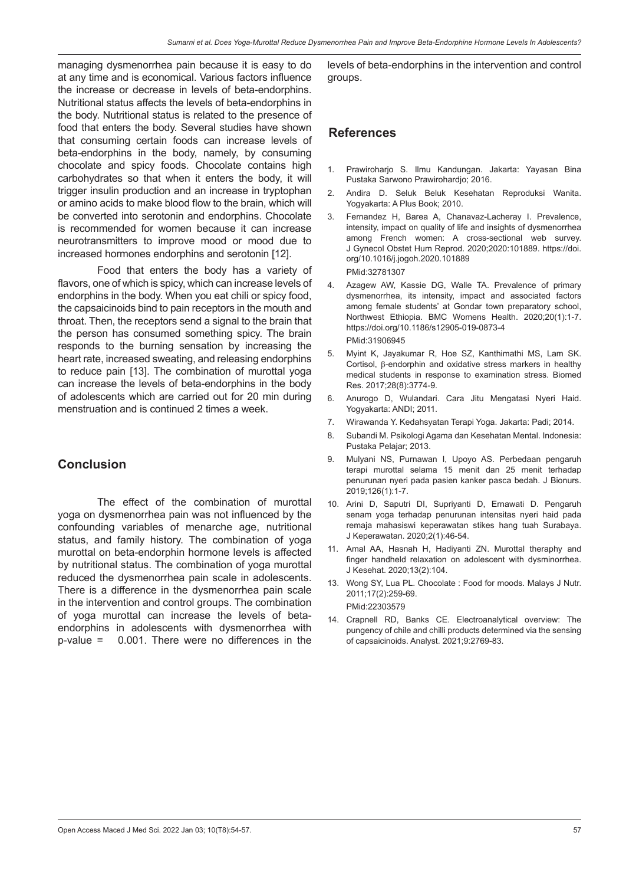managing dysmenorrhea pain because it is easy to do at any time and is economical. Various factors influence the increase or decrease in levels of beta-endorphins. Nutritional status affects the levels of beta-endorphins in the body. Nutritional status is related to the presence of food that enters the body. Several studies have shown that consuming certain foods can increase levels of beta-endorphins in the body, namely, by consuming chocolate and spicy foods. Chocolate contains high carbohydrates so that when it enters the body, it will trigger insulin production and an increase in tryptophan or amino acids to make blood flow to the brain, which will be converted into serotonin and endorphins. Chocolate is recommended for women because it can increase neurotransmitters to improve mood or mood due to increased hormones endorphins and serotonin [12].

Food that enters the body has a variety of flavors, one of which is spicy, which can increase levels of endorphins in the body. When you eat chili or spicy food, the capsaicinoids bind to pain receptors in the mouth and throat. Then, the receptors send a signal to the brain that the person has consumed something spicy. The brain responds to the burning sensation by increasing the heart rate, increased sweating, and releasing endorphins to reduce pain [13]. The combination of murottal yoga can increase the levels of beta-endorphins in the body of adolescents which are carried out for 20 min during menstruation and is continued 2 times a week.

## Conclusion

The effect of the combination of murottal yoga on dysmenorrhea pain was not influenced by the confounding variables of menarche age, nutritional status, and family history. The combination of yoga murottal on beta-endorphin hormone levels is affected by nutritional status. The combination of yoga murottal reduced the dysmenorrhea pain scale in adolescents. There is a difference in the dysmenorrhea pain scale in the intervention and control groups. The combination of yoga murottal can increase the levels of beta-endorphins in adolescents with dysmenorrhea with p-value = 0.001. There were no differences in the levels of beta-endorphins in the intervention and control groups.

## References

1. Prawiroharjo S. Ilmu Kandungan. Jakarta: Yayasan Bina Pustaka Sarwono Prawirohardjo; 2016.
2. Andira D. Seluk Beluk Kesehatan Reproduksi Wanita. Yogyakarta: A Plus Book; 2010.
3. Fernandez H, Barea A, Chanavaz-Lacheray I. Prevalence, intensity, impact on quality of life and insights of dysmenorrhea among French women: A cross-sectional web survey. J Gynecol Obstet Hum Reprod. 2020;2020:101889. https://doi.org/10.1016/j.jogoh.2020.101889  
   PMid:32781307
4. Azagew AW, Kassie DG, Walle TA. Prevalence of primary dysmenorrhea, its intensity, impact and associated factors among female students' at Gondar town preparatory school, Northwest Ethiopia. BMC Womens Health. 2020;20(1):1-7. https://doi.org/10.1186/s12905-019-0873-4  
   PMid:31906945
5. Myint K, Jayakumar R, Hoe SZ, Kanthimathi MS, Lam SK. Cortisol, β-endorphin and oxidative stress markers in healthy medical students in response to examination stress. Biomed Res. 2017;28(8):3774-9.
6. Anurogo D, Wulandari. Cara Jitu Mengatasi Nyeri Haid. Yogyakarta: ANDI; 2011.
7. Wirawanda Y. Kedahsyatan Terapi Yoga. Jakarta: Padi; 2014.
8. Subandi M. Psikologi Agama dan Kesehatan Mental. Indonesia: Pustaka Pelajar; 2013.
9. Mulyani NS, Purnawan I, Upoyo AS. Perbedaan pengaruh terapi murottal selama 15 menit dan 25 menit terhadap penurunan nyeri pada pasien kanker pasca bedah. J Bionurs. 2019;126(1):1-7.
10. Arini D, Saputri DI, Supriyanti D, Ernawati D. Pengaruh senam yoga terhadap penurunan intensitas nyeri haid pada remaja mahasiswi keperawatan stikes hang tuah Surabaya. J Keperawatan. 2020;2(1):46-54.
11. Amal AA, Hasnah H, Hadiyanti ZN. Murottal theraphy and finger handheld relaxation on adolescent with dysminorrhea. J Kesehat. 2020;13(2):104.
13. Wong SY, Lua PL. Chocolate : Food for moods. Malays J Nutr. 2011;17(2):259-69.  
    PMid:22303579
14. Crapnell RD, Banks CE. Electroanalytical overview: The pungency of chile and chilli products determined via the sensing of capsaicinoids. Analyst. 2021;9:2769-83.